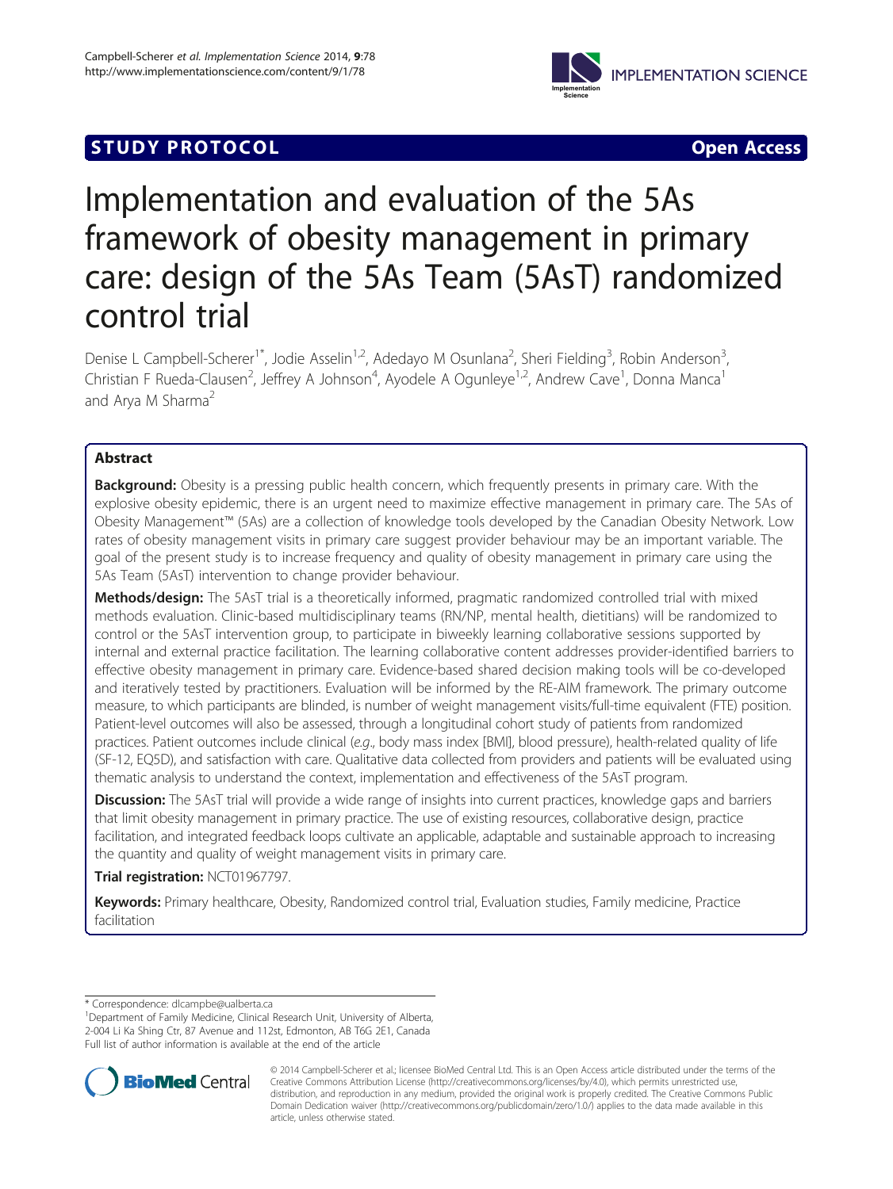STUDY PROTOCOL Open Access

# Implementation and evaluation of the 5As framework of obesity management in primary care: design of the 5As Team (5AsT) randomized control trial

Denise L Campbell-Scherer[1*], Jodie Asselin[1,2], Adedayo M Osunlana[2], Sheri Fielding[3], Robin Anderson[3], Christian F Rueda-Clausen[2], Jeffrey A Johnson[4], Ayodele A Ogunleye[1,2], Andrew Cave[1], Donna Manca[1] and Arya M Sharma[2]

## Abstract

**Background:** Obesity is a pressing public health concern, which frequently presents in primary care. With the explosive obesity epidemic, there is an urgent need to maximize effective management in primary care. The 5As of Obesity Management™ (5As) are a collection of knowledge tools developed by the Canadian Obesity Network. Low rates of obesity management visits in primary care suggest provider behaviour may be an important variable. The goal of the present study is to increase frequency and quality of obesity management in primary care using the 5As Team (5AsT) intervention to change provider behaviour.

**Methods/design:** The 5AsT trial is a theoretically informed, pragmatic randomized controlled trial with mixed methods evaluation. Clinic-based multidisciplinary teams (RN/NP, mental health, dietitians) will be randomized to control or the 5AsT intervention group, to participate in biweekly learning collaborative sessions supported by internal and external practice facilitation. The learning collaborative content addresses provider-identified barriers to effective obesity management in primary care. Evidence-based shared decision making tools will be co-developed and iteratively tested by practitioners. Evaluation will be informed by the RE-AIM framework. The primary outcome measure, to which participants are blinded, is number of weight management visits/full-time equivalent (FTE) position. Patient-level outcomes will also be assessed, through a longitudinal cohort study of patients from randomized practices. Patient outcomes include clinical (*e.g.*, body mass index [BMI], blood pressure), health-related quality of life (SF-12, EQ5D), and satisfaction with care. Qualitative data collected from providers and patients will be evaluated using thematic analysis to understand the context, implementation and effectiveness of the 5AsT program.

**Discussion:** The 5AsT trial will provide a wide range of insights into current practices, knowledge gaps and barriers that limit obesity management in primary practice. The use of existing resources, collaborative design, practice facilitation, and integrated feedback loops cultivate an applicable, adaptable and sustainable approach to increasing the quantity and quality of weight management visits in primary care.

**Trial registration:** NCT01967797.

**Keywords:** Primary healthcare, Obesity, Randomized control trial, Evaluation studies, Family medicine, Practice facilitation

---

\* Correspondence: dlcampbe@ualberta.ca

[1]Department of Family Medicine, Clinical Research Unit, University of Alberta, 2-004 Li Ka Shing Ctr, 87 Avenue and 112st, Edmonton, AB T6G 2E1, Canada

Full list of author information is available at the end of the article

© 2014 Campbell-Scherer et al.; licensee BioMed Central Ltd. This is an Open Access article distributed under the terms of the Creative Commons Attribution License (http://creativecommons.org/licenses/by/4.0), which permits unrestricted use, distribution, and reproduction in any medium, provided the original work is properly credited. The Creative Commons Public Domain Dedication waiver (http://creativecommons.org/publicdomain/zero/1.0/) applies to the data made available in this article, unless otherwise stated.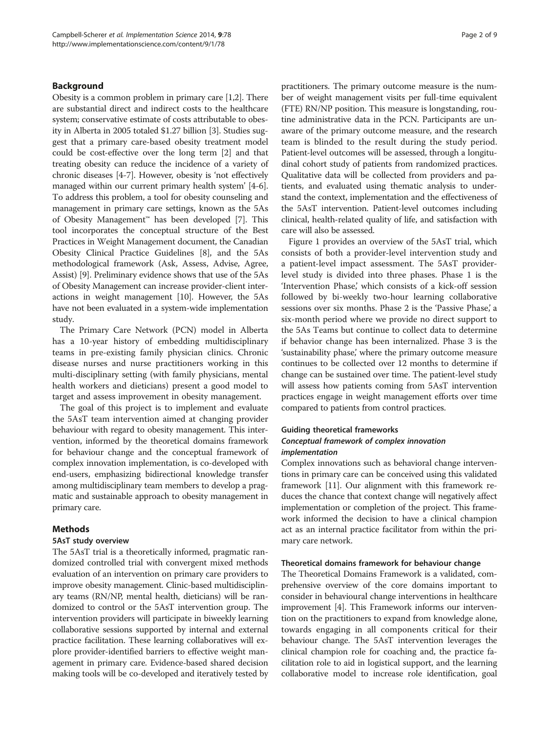## Background

Obesity is a common problem in primary care [1,2]. There are substantial direct and indirect costs to the healthcare system; conservative estimate of costs attributable to obesity in Alberta in 2005 totaled $1.27 billion [3]. Studies suggest that a primary care-based obesity treatment model could be cost-effective over the long term [2] and that treating obesity can reduce the incidence of a variety of chronic diseases [4-7]. However, obesity is 'not effectively managed within our current primary health system' [4-6]. To address this problem, a tool for obesity counseling and management in primary care settings, known as the 5As of Obesity Management™ has been developed [7]. This tool incorporates the conceptual structure of the Best Practices in Weight Management document, the Canadian Obesity Clinical Practice Guidelines [8], and the 5As methodological framework (Ask, Assess, Advise, Agree, Assist) [9]. Preliminary evidence shows that use of the 5As of Obesity Management can increase provider-client interactions in weight management [10]. However, the 5As have not been evaluated in a system-wide implementation study.

The Primary Care Network (PCN) model in Alberta has a 10-year history of embedding multidisciplinary teams in pre-existing family physician clinics. Chronic disease nurses and nurse practitioners working in this multi-disciplinary setting (with family physicians, mental health workers and dieticians) present a good model to target and assess improvement in obesity management.

The goal of this project is to implement and evaluate the 5AsT team intervention aimed at changing provider behaviour with regard to obesity management. This intervention, informed by the theoretical domains framework for behaviour change and the conceptual framework of complex innovation implementation, is co-developed with end-users, emphasizing bidirectional knowledge transfer among multidisciplinary team members to develop a pragmatic and sustainable approach to obesity management in primary care.

## Methods

### 5AsT study overview

The 5AsT trial is a theoretically informed, pragmatic randomized controlled trial with convergent mixed methods evaluation of an intervention on primary care providers to improve obesity management. Clinic-based multidisciplinary teams (RN/NP, mental health, dieticians) will be randomized to control or the 5AsT intervention group. The intervention providers will participate in biweekly learning collaborative sessions supported by internal and external practice facilitation. These learning collaboratives will explore provider-identified barriers to effective weight management in primary care. Evidence-based shared decision making tools will be co-developed and iteratively tested by practitioners. The primary outcome measure is the number of weight management visits per full-time equivalent (FTE) RN/NP position. This measure is longstanding, routine administrative data in the PCN. Participants are unaware of the primary outcome measure, and the research team is blinded to the result during the study period. Patient-level outcomes will be assessed, through a longitudinal cohort study of patients from randomized practices. Qualitative data will be collected from providers and patients, and evaluated using thematic analysis to understand the context, implementation and the effectiveness of the 5AsT intervention. Patient-level outcomes including clinical, health-related quality of life, and satisfaction with care will also be assessed.

Figure 1 provides an overview of the 5AsT trial, which consists of both a provider-level intervention study and a patient-level impact assessment. The 5AsT provider-level study is divided into three phases. Phase 1 is the 'Intervention Phase,' which consists of a kick-off session followed by bi-weekly two-hour learning collaborative sessions over six months. Phase 2 is the 'Passive Phase,' a six-month period where we provide no direct support to the 5As Teams but continue to collect data to determine if behavior change has been internalized. Phase 3 is the 'sustainability phase,' where the primary outcome measure continues to be collected over 12 months to determine if change can be sustained over time. The patient-level study will assess how patients coming from 5AsT intervention practices engage in weight management efforts over time compared to patients from control practices.

### Guiding theoretical frameworks

#### *Conceptual framework of complex innovation implementation*

Complex innovations such as behavioral change interventions in primary care can be conceived using this validated framework [11]. Our alignment with this framework reduces the chance that context change will negatively affect implementation or completion of the project. This framework informed the decision to have a clinical champion act as an internal practice facilitator from within the primary care network.

#### Theoretical domains framework for behaviour change

The Theoretical Domains Framework is a validated, comprehensive overview of the core domains important to consider in behavioural change interventions in healthcare improvement [4]. This Framework informs our intervention on the practitioners to expand from knowledge alone, towards engaging in all components critical for their behaviour change. The 5AsT intervention leverages the clinical champion role for coaching and, the practice facilitation role to aid in logistical support, and the learning collaborative model to increase role identification, goal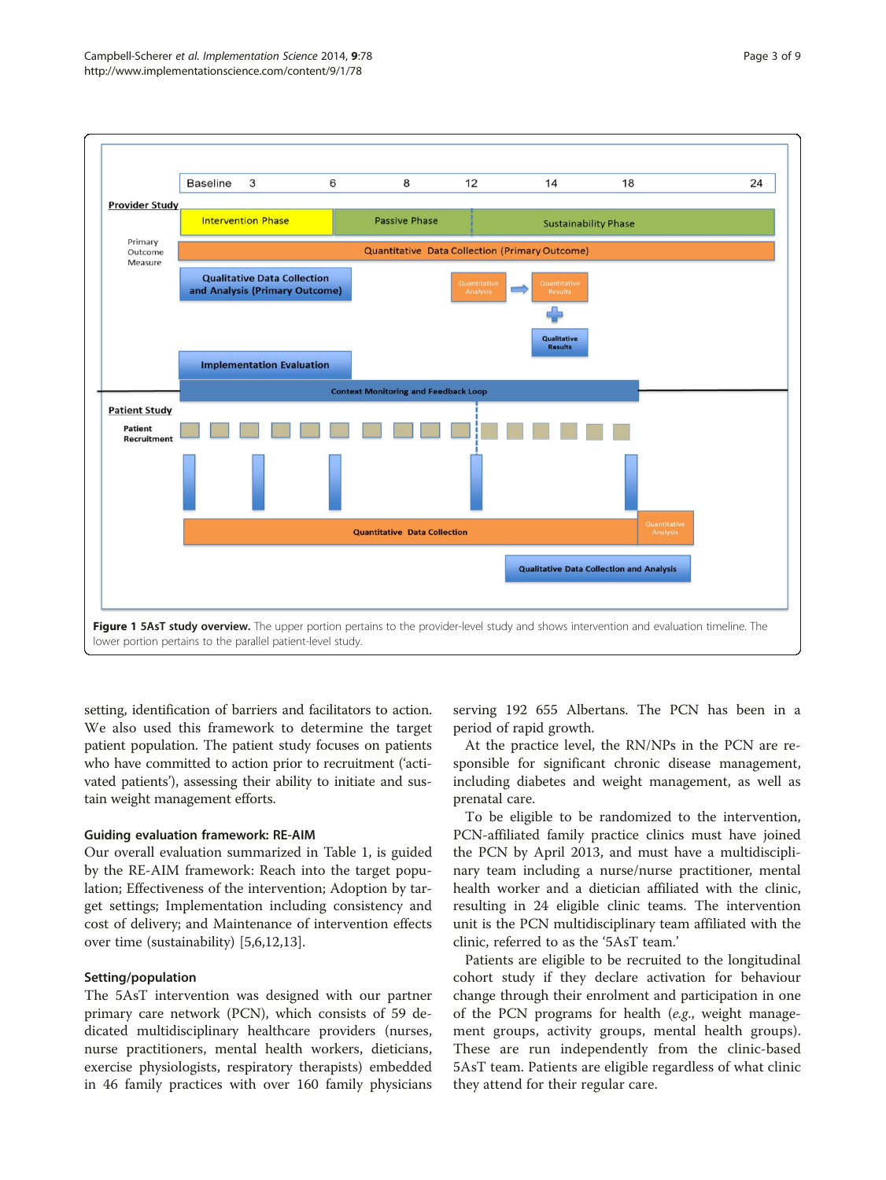**Figure 1 5AsT study overview.** The upper portion pertains to the provider-level study and shows intervention and evaluation timeline. The lower portion pertains to the parallel patient-level study.

setting, identification of barriers and facilitators to action. We also used this framework to determine the target patient population. The patient study focuses on patients who have committed to action prior to recruitment ('activated patients'), assessing their ability to initiate and sustain weight management efforts.

### Guiding evaluation framework: RE-AIM

Our overall evaluation summarized in Table 1, is guided by the RE-AIM framework: Reach into the target population; Effectiveness of the intervention; Adoption by target settings; Implementation including consistency and cost of delivery; and Maintenance of intervention effects over time (sustainability) [5,6,12,13].

### Setting/population

The 5AsT intervention was designed with our partner primary care network (PCN), which consists of 59 dedicated multidisciplinary healthcare providers (nurses, nurse practitioners, mental health workers, dieticians, exercise physiologists, respiratory therapists) embedded in 46 family practices with over 160 family physicians serving 192 655 Albertans. The PCN has been in a period of rapid growth.

At the practice level, the RN/NPs in the PCN are responsible for significant chronic disease management, including diabetes and weight management, as well as prenatal care.

To be eligible to be randomized to the intervention, PCN-affiliated family practice clinics must have joined the PCN by April 2013, and must have a multidisciplinary team including a nurse/nurse practitioner, mental health worker and a dietician affiliated with the clinic, resulting in 24 eligible clinic teams. The intervention unit is the PCN multidisciplinary team affiliated with the clinic, referred to as the '5AsT team.'

Patients are eligible to be recruited to the longitudinal cohort study if they declare activation for behaviour change through their enrolment and participation in one of the PCN programs for health (*e.g.*, weight management groups, activity groups, mental health groups). These are run independently from the clinic-based 5AsT team. Patients are eligible regardless of what clinic they attend for their regular care.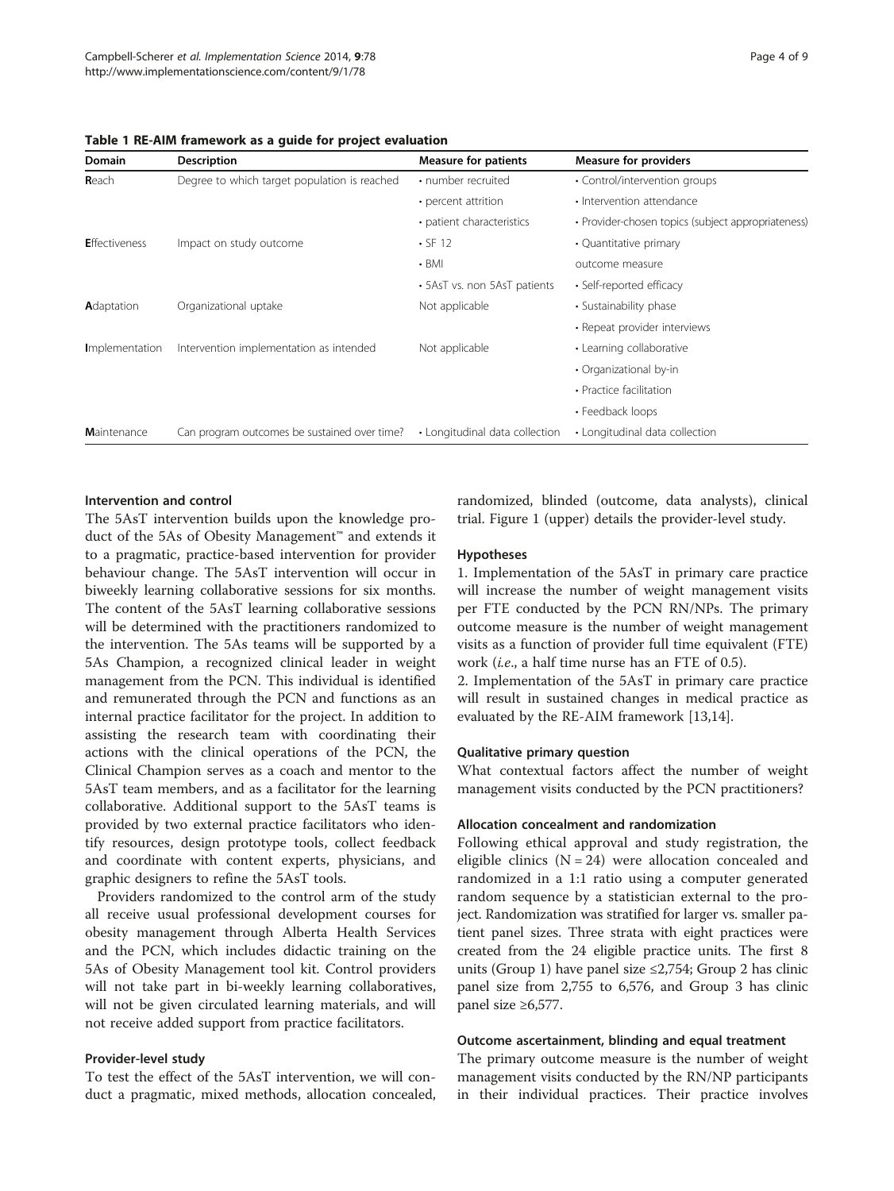**Table 1 RE-AIM framework as a guide for project evaluation**

| Domain | Description | Measure for patients | Measure for providers |
|---|---|---|---|
| **R**each | Degree to which target population is reached | • number recruited | • Control/intervention groups |
| | | • percent attrition | • Intervention attendance |
| | | • patient characteristics | • Provider-chosen topics (subject appropriateness) |
| **E**ffectiveness | Impact on study outcome | • SF 12 | • Quantitative primary |
| | | • BMI | outcome measure |
| | | • 5AsT vs. non 5AsT patients | • Self-reported efficacy |
| **A**daptation | Organizational uptake | Not applicable | • Sustainability phase |
| | | | • Repeat provider interviews |
| **I**mplementation | Intervention implementation as intended | Not applicable | • Learning collaborative |
| | | | • Organizational by-in |
| | | | • Practice facilitation |
| | | | • Feedback loops |
| **M**aintenance | Can program outcomes be sustained over time? | • Longitudinal data collection | • Longitudinal data collection |

### Intervention and control

The 5AsT intervention builds upon the knowledge product of the 5As of Obesity Management™ and extends it to a pragmatic, practice-based intervention for provider behaviour change. The 5AsT intervention will occur in biweekly learning collaborative sessions for six months. The content of the 5AsT learning collaborative sessions will be determined with the practitioners randomized to the intervention. The 5As teams will be supported by a 5As Champion, a recognized clinical leader in weight management from the PCN. This individual is identified and remunerated through the PCN and functions as an internal practice facilitator for the project. In addition to assisting the research team with coordinating their actions with the clinical operations of the PCN, the Clinical Champion serves as a coach and mentor to the 5AsT team members, and as a facilitator for the learning collaborative. Additional support to the 5AsT teams is provided by two external practice facilitators who identify resources, design prototype tools, collect feedback and coordinate with content experts, physicians, and graphic designers to refine the 5AsT tools.

Providers randomized to the control arm of the study all receive usual professional development courses for obesity management through Alberta Health Services and the PCN, which includes didactic training on the 5As of Obesity Management tool kit. Control providers will not take part in bi-weekly learning collaboratives, will not be given circulated learning materials, and will not receive added support from practice facilitators.

### Provider-level study

To test the effect of the 5AsT intervention, we will conduct a pragmatic, mixed methods, allocation concealed, randomized, blinded (outcome, data analysts), clinical trial. Figure 1 (upper) details the provider-level study.

### Hypotheses

1. Implementation of the 5AsT in primary care practice will increase the number of weight management visits per FTE conducted by the PCN RN/NPs. The primary outcome measure is the number of weight management visits as a function of provider full time equivalent (FTE) work (*i.e.*, a half time nurse has an FTE of 0.5).
2. Implementation of the 5AsT in primary care practice will result in sustained changes in medical practice as evaluated by the RE-AIM framework [13,14].

### Qualitative primary question

What contextual factors affect the number of weight management visits conducted by the PCN practitioners?

### Allocation concealment and randomization

Following ethical approval and study registration, the eligible clinics (N = 24) were allocation concealed and randomized in a 1:1 ratio using a computer generated random sequence by a statistician external to the project. Randomization was stratified for larger vs. smaller patient panel sizes. Three strata with eight practices were created from the 24 eligible practice units. The first 8 units (Group 1) have panel size ≤2,754; Group 2 has clinic panel size from 2,755 to 6,576, and Group 3 has clinic panel size ≥6,577.

### Outcome ascertainment, blinding and equal treatment

The primary outcome measure is the number of weight management visits conducted by the RN/NP participants in their individual practices. Their practice involves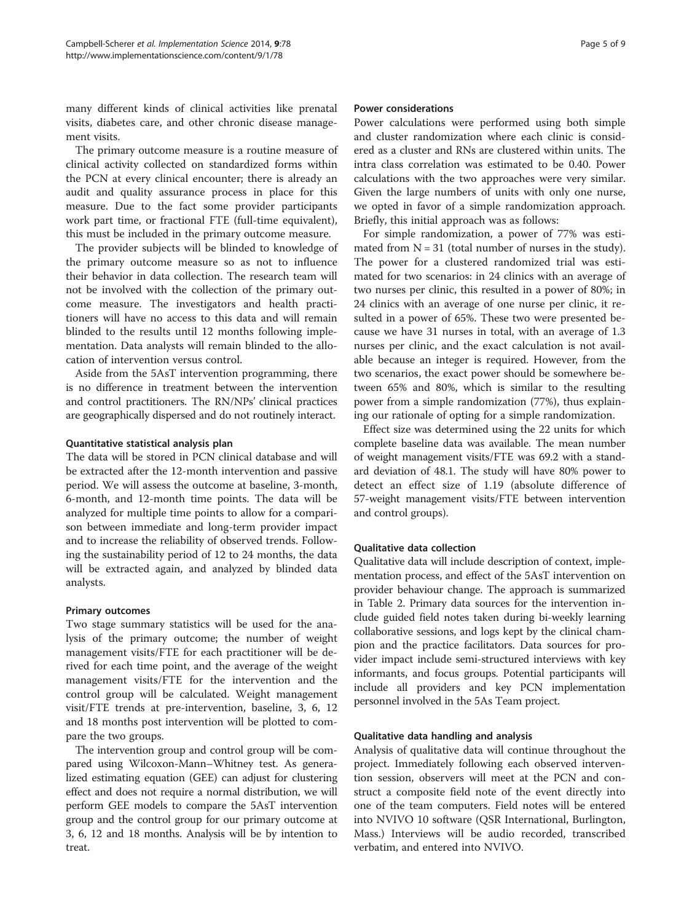many different kinds of clinical activities like prenatal visits, diabetes care, and other chronic disease management visits.

The primary outcome measure is a routine measure of clinical activity collected on standardized forms within the PCN at every clinical encounter; there is already an audit and quality assurance process in place for this measure. Due to the fact some provider participants work part time, or fractional FTE (full-time equivalent), this must be included in the primary outcome measure.

The provider subjects will be blinded to knowledge of the primary outcome measure so as not to influence their behavior in data collection. The research team will not be involved with the collection of the primary outcome measure. The investigators and health practitioners will have no access to this data and will remain blinded to the results until 12 months following implementation. Data analysts will remain blinded to the allocation of intervention versus control.

Aside from the 5AsT intervention programming, there is no difference in treatment between the intervention and control practitioners. The RN/NPs' clinical practices are geographically dispersed and do not routinely interact.

#### Quantitative statistical analysis plan

The data will be stored in PCN clinical database and will be extracted after the 12-month intervention and passive period. We will assess the outcome at baseline, 3-month, 6-month, and 12-month time points. The data will be analyzed for multiple time points to allow for a comparison between immediate and long-term provider impact and to increase the reliability of observed trends. Following the sustainability period of 12 to 24 months, the data will be extracted again, and analyzed by blinded data analysts.

#### Primary outcomes

Two stage summary statistics will be used for the analysis of the primary outcome; the number of weight management visits/FTE for each practitioner will be derived for each time point, and the average of the weight management visits/FTE for the intervention and the control group will be calculated. Weight management visit/FTE trends at pre-intervention, baseline, 3, 6, 12 and 18 months post intervention will be plotted to compare the two groups.

The intervention group and control group will be compared using Wilcoxon-Mann–Whitney test. As generalized estimating equation (GEE) can adjust for clustering effect and does not require a normal distribution, we will perform GEE models to compare the 5AsT intervention group and the control group for our primary outcome at 3, 6, 12 and 18 months. Analysis will be by intention to treat.

#### Power considerations

Power calculations were performed using both simple and cluster randomization where each clinic is considered as a cluster and RNs are clustered within units. The intra class correlation was estimated to be 0.40. Power calculations with the two approaches were very similar. Given the large numbers of units with only one nurse, we opted in favor of a simple randomization approach. Briefly, this initial approach was as follows:

For simple randomization, a power of 77% was estimated from $N = 31$ (total number of nurses in the study). The power for a clustered randomized trial was estimated for two scenarios: in 24 clinics with an average of two nurses per clinic, this resulted in a power of 80%; in 24 clinics with an average of one nurse per clinic, it resulted in a power of 65%. These two were presented because we have 31 nurses in total, with an average of 1.3 nurses per clinic, and the exact calculation is not available because an integer is required. However, from the two scenarios, the exact power should be somewhere between 65% and 80%, which is similar to the resulting power from a simple randomization (77%), thus explaining our rationale of opting for a simple randomization.

Effect size was determined using the 22 units for which complete baseline data was available. The mean number of weight management visits/FTE was 69.2 with a standard deviation of 48.1. The study will have 80% power to detect an effect size of 1.19 (absolute difference of 57-weight management visits/FTE between intervention and control groups).

#### Qualitative data collection

Qualitative data will include description of context, implementation process, and effect of the 5AsT intervention on provider behaviour change. The approach is summarized in Table 2. Primary data sources for the intervention include guided field notes taken during bi-weekly learning collaborative sessions, and logs kept by the clinical champion and the practice facilitators. Data sources for provider impact include semi-structured interviews with key informants, and focus groups. Potential participants will include all providers and key PCN implementation personnel involved in the 5As Team project.

#### Qualitative data handling and analysis

Analysis of qualitative data will continue throughout the project. Immediately following each observed intervention session, observers will meet at the PCN and construct a composite field note of the event directly into one of the team computers. Field notes will be entered into NVIVO 10 software (QSR International, Burlington, Mass.) Interviews will be audio recorded, transcribed verbatim, and entered into NVIVO.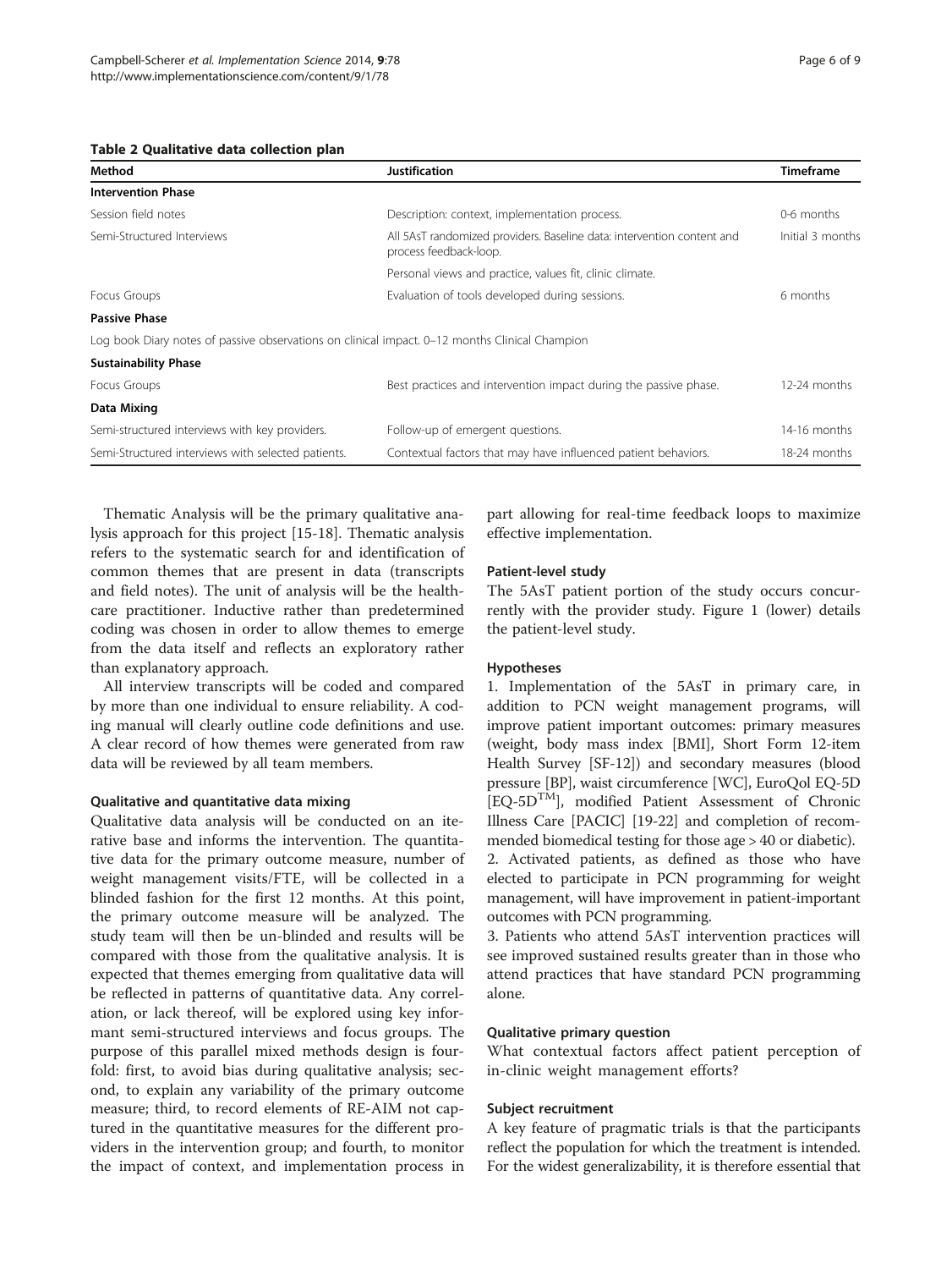**Table 2 Qualitative data collection plan**

| Method | Justification | Timeframe |
| --- | --- | --- |
| **Intervention Phase** | | |
| Session field notes | Description: context, implementation process. | 0-6 months |
| Semi-Structured Interviews | All 5AsT randomized providers. Baseline data: intervention content and process feedback-loop. | Initial 3 months |
| | Personal views and practice, values fit, clinic climate. | |
| Focus Groups | Evaluation of tools developed during sessions. | 6 months |
| **Passive Phase** | | |
| Log book Diary notes of passive observations on clinical impact. 0–12 months Clinical Champion | | |
| **Sustainability Phase** | | |
| Focus Groups | Best practices and intervention impact during the passive phase. | 12-24 months |
| **Data Mixing** | | |
| Semi-structured interviews with key providers. | Follow-up of emergent questions. | 14-16 months |
| Semi-Structured interviews with selected patients. | Contextual factors that may have influenced patient behaviors. | 18-24 months |

Thematic Analysis will be the primary qualitative analysis approach for this project [15-18]. Thematic analysis refers to the systematic search for and identification of common themes that are present in data (transcripts and field notes). The unit of analysis will be the healthcare practitioner. Inductive rather than predetermined coding was chosen in order to allow themes to emerge from the data itself and reflects an exploratory rather than explanatory approach.

All interview transcripts will be coded and compared by more than one individual to ensure reliability. A coding manual will clearly outline code definitions and use. A clear record of how themes were generated from raw data will be reviewed by all team members.

#### Qualitative and quantitative data mixing

Qualitative data analysis will be conducted on an iterative base and informs the intervention. The quantitative data for the primary outcome measure, number of weight management visits/FTE, will be collected in a blinded fashion for the first 12 months. At this point, the primary outcome measure will be analyzed. The study team will then be un-blinded and results will be compared with those from the qualitative analysis. It is expected that themes emerging from qualitative data will be reflected in patterns of quantitative data. Any correlation, or lack thereof, will be explored using key informant semi-structured interviews and focus groups. The purpose of this parallel mixed methods design is fourfold: first, to avoid bias during qualitative analysis; second, to explain any variability of the primary outcome measure; third, to record elements of RE-AIM not captured in the quantitative measures for the different providers in the intervention group; and fourth, to monitor the impact of context, and implementation process in part allowing for real-time feedback loops to maximize effective implementation.

#### Patient-level study

The 5AsT patient portion of the study occurs concurrently with the provider study. Figure 1 (lower) details the patient-level study.

#### Hypotheses

1. Implementation of the 5AsT in primary care, in addition to PCN weight management programs, will improve patient important outcomes: primary measures (weight, body mass index [BMI], Short Form 12-item Health Survey [SF-12]) and secondary measures (blood pressure [BP], waist circumference [WC], EuroQol EQ-5D [EQ-5D$^{TM}$], modified Patient Assessment of Chronic Illness Care [PACIC] [19-22] and completion of recommended biomedical testing for those age > 40 or diabetic).
2. Activated patients, as defined as those who have elected to participate in PCN programming for weight management, will have improvement in patient-important outcomes with PCN programming.
3. Patients who attend 5AsT intervention practices will see improved sustained results greater than in those who attend practices that have standard PCN programming alone.

#### Qualitative primary question

What contextual factors affect patient perception of in-clinic weight management efforts?

#### Subject recruitment

A key feature of pragmatic trials is that the participants reflect the population for which the treatment is intended. For the widest generalizability, it is therefore essential that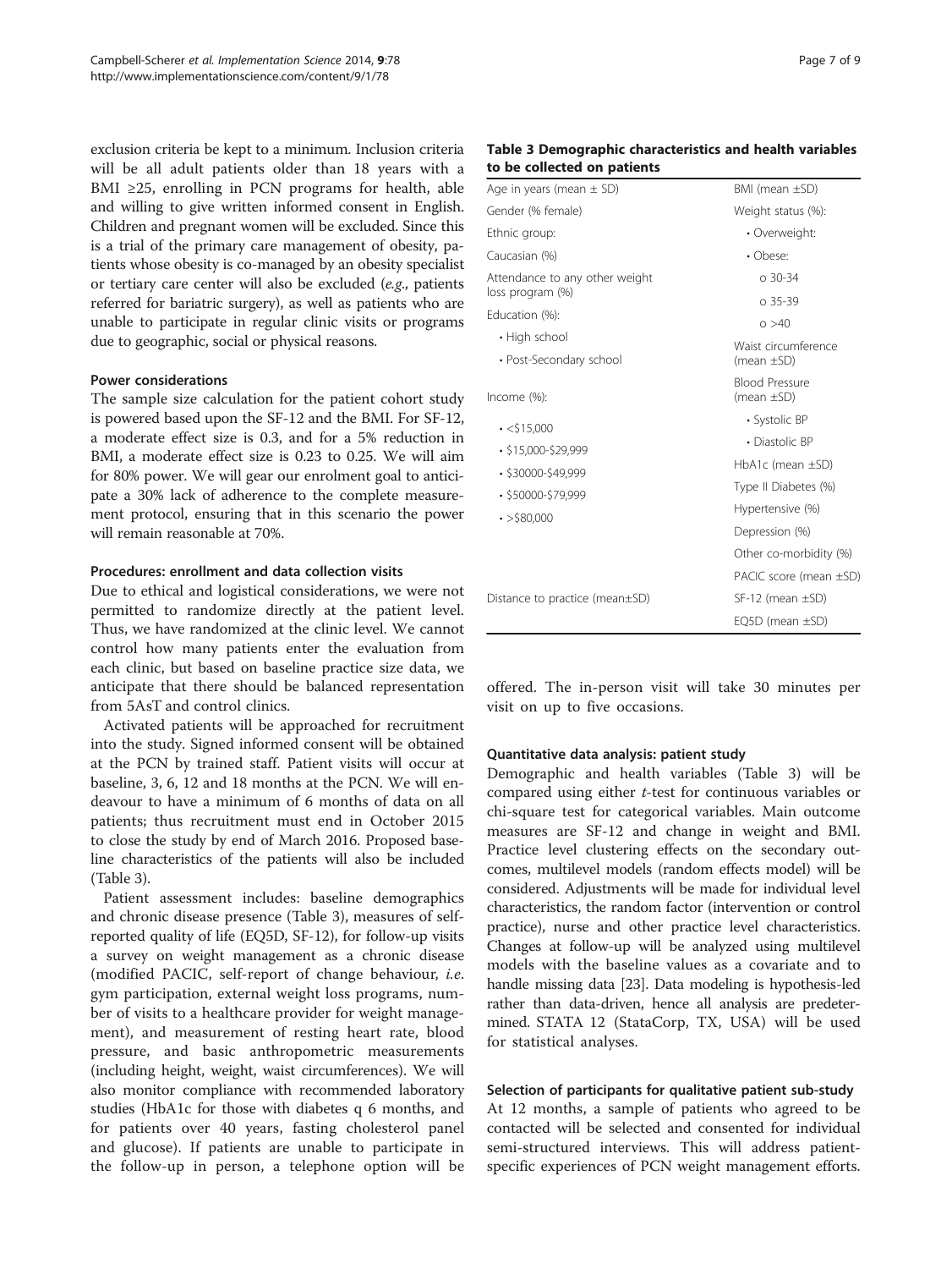exclusion criteria be kept to a minimum. Inclusion criteria will be all adult patients older than 18 years with a BMI ≥25, enrolling in PCN programs for health, able and willing to give written informed consent in English. Children and pregnant women will be excluded. Since this is a trial of the primary care management of obesity, patients whose obesity is co-managed by an obesity specialist or tertiary care center will also be excluded (*e.g.*, patients referred for bariatric surgery), as well as patients who are unable to participate in regular clinic visits or programs due to geographic, social or physical reasons.

#### Power considerations

The sample size calculation for the patient cohort study is powered based upon the SF-12 and the BMI. For SF-12, a moderate effect size is 0.3, and for a 5% reduction in BMI, a moderate effect size is 0.23 to 0.25. We will aim for 80% power. We will gear our enrolment goal to anticipate a 30% lack of adherence to the complete measurement protocol, ensuring that in this scenario the power will remain reasonable at 70%.

#### Procedures: enrollment and data collection visits

Due to ethical and logistical considerations, we were not permitted to randomize directly at the patient level. Thus, we have randomized at the clinic level. We cannot control how many patients enter the evaluation from each clinic, but based on baseline practice size data, we anticipate that there should be balanced representation from 5AsT and control clinics.

Activated patients will be approached for recruitment into the study. Signed informed consent will be obtained at the PCN by trained staff. Patient visits will occur at baseline, 3, 6, 12 and 18 months at the PCN. We will endeavour to have a minimum of 6 months of data on all patients; thus recruitment must end in October 2015 to close the study by end of March 2016. Proposed baseline characteristics of the patients will also be included (Table 3).

Patient assessment includes: baseline demographics and chronic disease presence (Table 3), measures of self-reported quality of life (EQ5D, SF-12), for follow-up visits a survey on weight management as a chronic disease (modified PACIC, self-report of change behaviour, *i.e.* gym participation, external weight loss programs, number of visits to a healthcare provider for weight management), and measurement of resting heart rate, blood pressure, and basic anthropometric measurements (including height, weight, waist circumferences). We will also monitor compliance with recommended laboratory studies (HbA1c for those with diabetes q 6 months, and for patients over 40 years, fasting cholesterol panel and glucose). If patients are unable to participate in the follow-up in person, a telephone option will be offered. The in-person visit will take 30 minutes per visit on up to five occasions.

**Table 3 Demographic characteristics and health variables to be collected on patients**

| | |
|---|---|
| Age in years (mean ± SD) | BMI (mean ±SD) |
| Gender (% female) | Weight status (%): |
| Ethnic group: | • Overweight: |
| Caucasian (%) | • Obese: |
| Attendance to any other weight loss program (%) | o 30-34 |
| | o 35-39 |
| Education (%): | o >40 |
| • High school | Waist circumference (mean ±SD) |
| • Post-Secondary school | |
| Income (%): | Blood Pressure (mean ±SD) |
| • <$15,000 | • Systolic BP |
| • $15,000-$29,999 | • Diastolic BP |
| • $30000-$49,999 | HbA1c (mean ±SD) |
| • $50000-$79,999 | Type II Diabetes (%) |
| • >$80,000 | Hypertensive (%) |
| | Depression (%) |
| | Other co-morbidity (%) |
| | PACIC score (mean ±SD) |
| Distance to practice (mean±SD) | SF-12 (mean ±SD) |
| | EQ5D (mean ±SD) |

#### Quantitative data analysis: patient study

Demographic and health variables (Table 3) will be compared using either *t*-test for continuous variables or chi-square test for categorical variables. Main outcome measures are SF-12 and change in weight and BMI. Practice level clustering effects on the secondary outcomes, multilevel models (random effects model) will be considered. Adjustments will be made for individual level characteristics, the random factor (intervention or control practice), nurse and other practice level characteristics. Changes at follow-up will be analyzed using multilevel models with the baseline values as a covariate and to handle missing data [23]. Data modeling is hypothesis-led rather than data-driven, hence all analysis are predetermined. STATA 12 (StataCorp, TX, USA) will be used for statistical analyses.

#### Selection of participants for qualitative patient sub-study

At 12 months, a sample of patients who agreed to be contacted will be selected and consented for individual semi-structured interviews. This will address patient-specific experiences of PCN weight management efforts.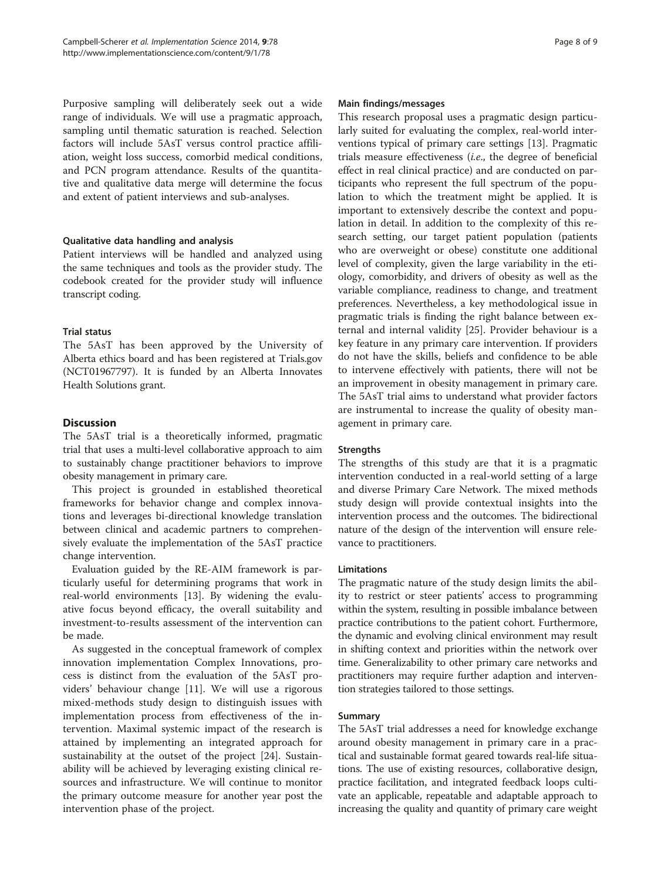Purposive sampling will deliberately seek out a wide range of individuals. We will use a pragmatic approach, sampling until thematic saturation is reached. Selection factors will include 5AsT versus control practice affiliation, weight loss success, comorbid medical conditions, and PCN program attendance. Results of the quantitative and qualitative data merge will determine the focus and extent of patient interviews and sub-analyses.

#### Qualitative data handling and analysis

Patient interviews will be handled and analyzed using the same techniques and tools as the provider study. The codebook created for the provider study will influence transcript coding.

#### Trial status

The 5AsT has been approved by the University of Alberta ethics board and has been registered at Trials.gov (NCT01967797). It is funded by an Alberta Innovates Health Solutions grant.

## Discussion

The 5AsT trial is a theoretically informed, pragmatic trial that uses a multi-level collaborative approach to aim to sustainably change practitioner behaviors to improve obesity management in primary care.

This project is grounded in established theoretical frameworks for behavior change and complex innovations and leverages bi-directional knowledge translation between clinical and academic partners to comprehensively evaluate the implementation of the 5AsT practice change intervention.

Evaluation guided by the RE-AIM framework is particularly useful for determining programs that work in real-world environments [13]. By widening the evaluative focus beyond efficacy, the overall suitability and investment-to-results assessment of the intervention can be made.

As suggested in the conceptual framework of complex innovation implementation Complex Innovations, process is distinct from the evaluation of the 5AsT providers' behaviour change [11]. We will use a rigorous mixed-methods study design to distinguish issues with implementation process from effectiveness of the intervention. Maximal systemic impact of the research is attained by implementing an integrated approach for sustainability at the outset of the project [24]. Sustainability will be achieved by leveraging existing clinical resources and infrastructure. We will continue to monitor the primary outcome measure for another year post the intervention phase of the project.

#### Main findings/messages

This research proposal uses a pragmatic design particularly suited for evaluating the complex, real-world interventions typical of primary care settings [13]. Pragmatic trials measure effectiveness (*i.e*., the degree of beneficial effect in real clinical practice) and are conducted on participants who represent the full spectrum of the population to which the treatment might be applied. It is important to extensively describe the context and population in detail. In addition to the complexity of this research setting, our target patient population (patients who are overweight or obese) constitute one additional level of complexity, given the large variability in the etiology, comorbidity, and drivers of obesity as well as the variable compliance, readiness to change, and treatment preferences. Nevertheless, a key methodological issue in pragmatic trials is finding the right balance between external and internal validity [25]. Provider behaviour is a key feature in any primary care intervention. If providers do not have the skills, beliefs and confidence to be able to intervene effectively with patients, there will not be an improvement in obesity management in primary care. The 5AsT trial aims to understand what provider factors are instrumental to increase the quality of obesity management in primary care.

#### Strengths

The strengths of this study are that it is a pragmatic intervention conducted in a real-world setting of a large and diverse Primary Care Network. The mixed methods study design will provide contextual insights into the intervention process and the outcomes. The bidirectional nature of the design of the intervention will ensure relevance to practitioners.

#### Limitations

The pragmatic nature of the study design limits the ability to restrict or steer patients' access to programming within the system, resulting in possible imbalance between practice contributions to the patient cohort. Furthermore, the dynamic and evolving clinical environment may result in shifting context and priorities within the network over time. Generalizability to other primary care networks and practitioners may require further adaption and intervention strategies tailored to those settings.

#### Summary

The 5AsT trial addresses a need for knowledge exchange around obesity management in primary care in a practical and sustainable format geared towards real-life situations. The use of existing resources, collaborative design, practice facilitation, and integrated feedback loops cultivate an applicable, repeatable and adaptable approach to increasing the quality and quantity of primary care weight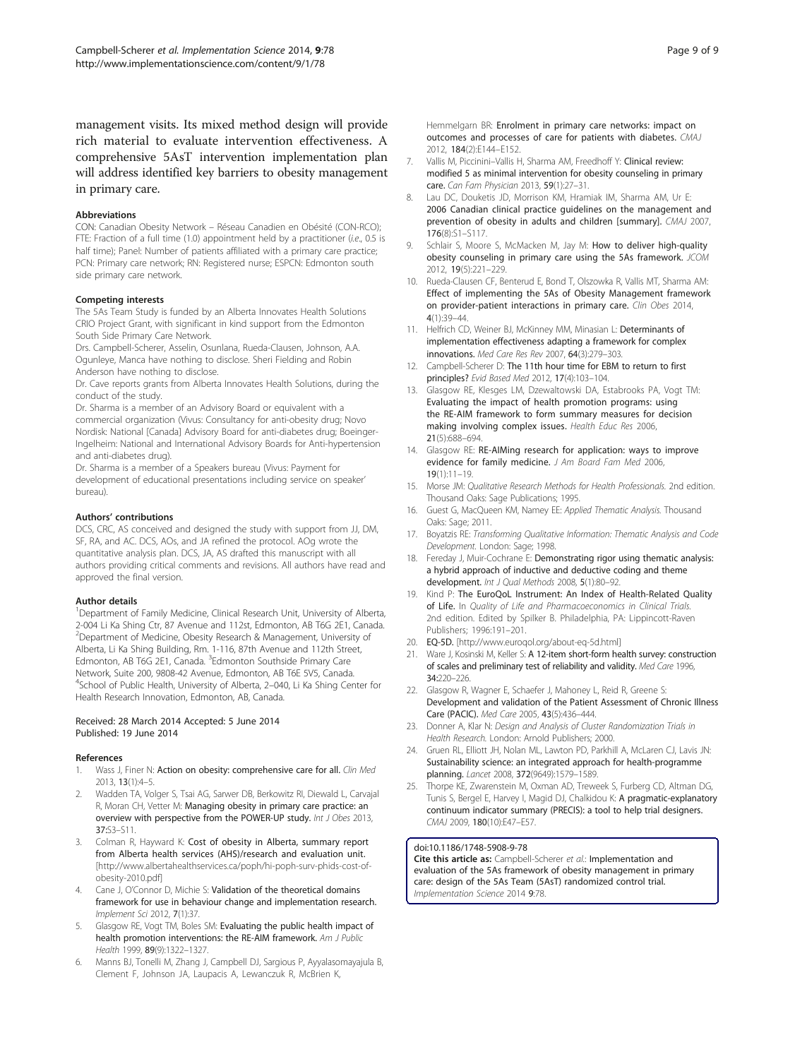management visits. Its mixed method design will provide rich material to evaluate intervention effectiveness. A comprehensive 5AsT intervention implementation plan will address identified key barriers to obesity management in primary care.

### Abbreviations

CON: Canadian Obesity Network – Réseau Canadien en Obésité (CON-RCO); FTE: Fraction of a full time (1.0) appointment held by a practitioner (*i.e.*, 0.5 is half time); Panel: Number of patients affiliated with a primary care practice; PCN: Primary care network; RN: Registered nurse; ESPCN: Edmonton south side primary care network.

### Competing interests

The 5As Team Study is funded by an Alberta Innovates Health Solutions CRIO Project Grant, with significant in kind support from the Edmonton South Side Primary Care Network.

Drs. Campbell-Scherer, Asselin, Osunlana, Rueda-Clausen, Johnson, A.A. Ogunleye, Manca have nothing to disclose. Sheri Fielding and Robin Anderson have nothing to disclose.

Dr. Cave reports grants from Alberta Innovates Health Solutions, during the conduct of the study.

Dr. Sharma is a member of an Advisory Board or equivalent with a commercial organization (Vivus: Consultancy for anti-obesity drug; Novo Nordisk: National [Canada] Advisory Board for anti-diabetes drug; Boeinger-Ingelheim: National and International Advisory Boards for Anti-hypertension and anti-diabetes drug).

Dr. Sharma is a member of a Speakers bureau (Vivus: Payment for development of educational presentations including service on speaker' bureau).

### Authors' contributions

DCS, CRC, AS conceived and designed the study with support from JJ, DM, SF, RA, and AC. DCS, AOs, and JA refined the protocol. AOg wrote the quantitative analysis plan. DCS, JA, AS drafted this manuscript with all authors providing critical comments and revisions. All authors have read and approved the final version.

### Author details

[1]Department of Family Medicine, Clinical Research Unit, University of Alberta, 2-004 Li Ka Shing Ctr, 87 Avenue and 112st, Edmonton, AB T6G 2E1, Canada. [2]Department of Medicine, Obesity Research & Management, University of Alberta, Li Ka Shing Building, Rm. 1-116, 87th Avenue and 112th Street, Edmonton, AB T6G 2E1, Canada. [3]Edmonton Southside Primary Care Network, Suite 200, 9808-42 Avenue, Edmonton, AB T6E 5V5, Canada. [4]School of Public Health, University of Alberta, 2–040, Li Ka Shing Center for Health Research Innovation, Edmonton, AB, Canada.

Received: 28 March 2014 Accepted: 5 June 2014
Published: 19 June 2014

### References

1. Wass J, Finer N: **Action on obesity: comprehensive care for all.** *Clin Med* 2013, **13**(1):4–5.
2. Wadden TA, Volger S, Tsai AG, Sarwer DB, Berkowitz RI, Diewald L, Carvajal R, Moran CH, Vetter M: **Managing obesity in primary care practice: an overview with perspective from the POWER-UP study.** *Int J Obes* 2013, **37**:S3–S11.
3. Colman R, Hayward K: **Cost of obesity in Alberta, summary report from Alberta health services (AHS)/research and evaluation unit.** [http://www.albertahealthservices.ca/poph/hi-poph-surv-phids-cost-of-obesity-2010.pdf]
4. Cane J, O'Connor D, Michie S: **Validation of the theoretical domains framework for use in behaviour change and implementation research.** *Implement Sci* 2012, **7**(1):37.
5. Glasgow RE, Vogt TM, Boles SM: **Evaluating the public health impact of health promotion interventions: the RE-AIM framework.** *Am J Public Health* 1999, **89**(9):1322–1327.
6. Manns BJ, Tonelli M, Zhang J, Campbell DJ, Sargious P, Ayyalasomayajula B, Clement F, Johnson JA, Laupacis A, Lewanczuk R, McBrien K, Hemmelgarn BR: **Enrolment in primary care networks: impact on outcomes and processes of care for patients with diabetes.** *CMAJ* 2012, **184**(2):E144–E152.
7. Vallis M, Piccinini–Vallis H, Sharma AM, Freedhoff Y: **Clinical review: modified 5 as minimal intervention for obesity counseling in primary care.** *Can Fam Physician* 2013, **59**(1):27–31.
8. Lau DC, Douketis JD, Morrison KM, Hramiak IM, Sharma AM, Ur E: **2006 Canadian clinical practice guidelines on the management and prevention of obesity in adults and children [summary].** *CMAJ* 2007, **176**(8):S1–S117.
9. Schlair S, Moore S, McMacken M, Jay M: **How to deliver high-quality obesity counseling in primary care using the 5As framework.** *JCOM* 2012, **19**(5):221–229.
10. Rueda-Clausen CF, Benterud E, Bond T, Olszowka R, Vallis MT, Sharma AM: **Effect of implementing the 5As of Obesity Management framework on provider-patient interactions in primary care.** *Clin Obes* 2014, **4**(1):39–44.
11. Helfrich CD, Weiner BJ, McKinney MM, Minasian L: **Determinants of implementation effectiveness adapting a framework for complex innovations.** *Med Care Res Rev* 2007, **64**(3):279–303.
12. Campbell-Scherer D: **The 11th hour time for EBM to return to first principles?** *Evid Based Med* 2012, **17**(4):103–104.
13. Glasgow RE, Klesges LM, Dzewaltowski DA, Estabrooks PA, Vogt TM: **Evaluating the impact of health promotion programs: using the RE-AIM framework to form summary measures for decision making involving complex issues.** *Health Educ Res* 2006, **21**(5):688–694.
14. Glasgow RE: **RE-AIMing research for application: ways to improve evidence for family medicine.** *J Am Board Fam Med* 2006, **19**(1):11–19.
15. Morse JM: *Qualitative Research Methods for Health Professionals.* 2nd edition. Thousand Oaks: Sage Publications; 1995.
16. Guest G, MacQueen KM, Namey EE: *Applied Thematic Analysis.* Thousand Oaks: Sage; 2011.
17. Boyatzis RE: *Transforming Qualitative Information: Thematic Analysis and Code Development.* London: Sage; 1998.
18. Fereday J, Muir-Cochrane E: **Demonstrating rigor using thematic analysis: a hybrid approach of inductive and deductive coding and theme development.** *Int J Qual Methods* 2008, **5**(1):80–92.
19. Kind P: **The EuroQoL Instrument: An Index of Health-Related Quality of Life.** In *Quality of Life and Pharmacoeconomics in Clinical Trials.* 2nd edition. Edited by Spilker B. Philadelphia, PA: Lippincott-Raven Publishers; 1996:191–201.
20. **EQ-5D.** [http://www.euroqol.org/about-eq-5d.html]
21. Ware J, Kosinski M, Keller S: **A 12-item short-form health survey: construction of scales and preliminary test of reliability and validity.** *Med Care* 1996, **34**:220–226.
22. Glasgow R, Wagner E, Schaefer J, Mahoney L, Reid R, Greene S: **Development and validation of the Patient Assessment of Chronic Illness Care (PACIC).** *Med Care* 2005, **43**(5):436–444.
23. Donner A, Klar N: *Design and Analysis of Cluster Randomization Trials in Health Research.* London: Arnold Publishers; 2000.
24. Gruen RL, Elliott JH, Nolan ML, Lawton PD, Parkhill A, McLaren CJ, Lavis JN: **Sustainability science: an integrated approach for health-programme planning.** *Lancet* 2008, **372**(9649):1579–1589.
25. Thorpe KE, Zwarenstein M, Oxman AD, Treweek S, Furberg CD, Altman DG, Tunis S, Bergel E, Harvey I, Magid DJ, Chalkidou K: **A pragmatic-explanatory continuum indicator summary (PRECIS): a tool to help trial designers.** *CMAJ* 2009, **180**(10):E47–E57.

doi:10.1186/1748-5908-9-78

**Cite this article as:** Campbell-Scherer *et al.*: Implementation and evaluation of the 5As framework of obesity management in primary care: design of the 5As Team (5AsT) randomized control trial. *Implementation Science* 2014 **9**:78.